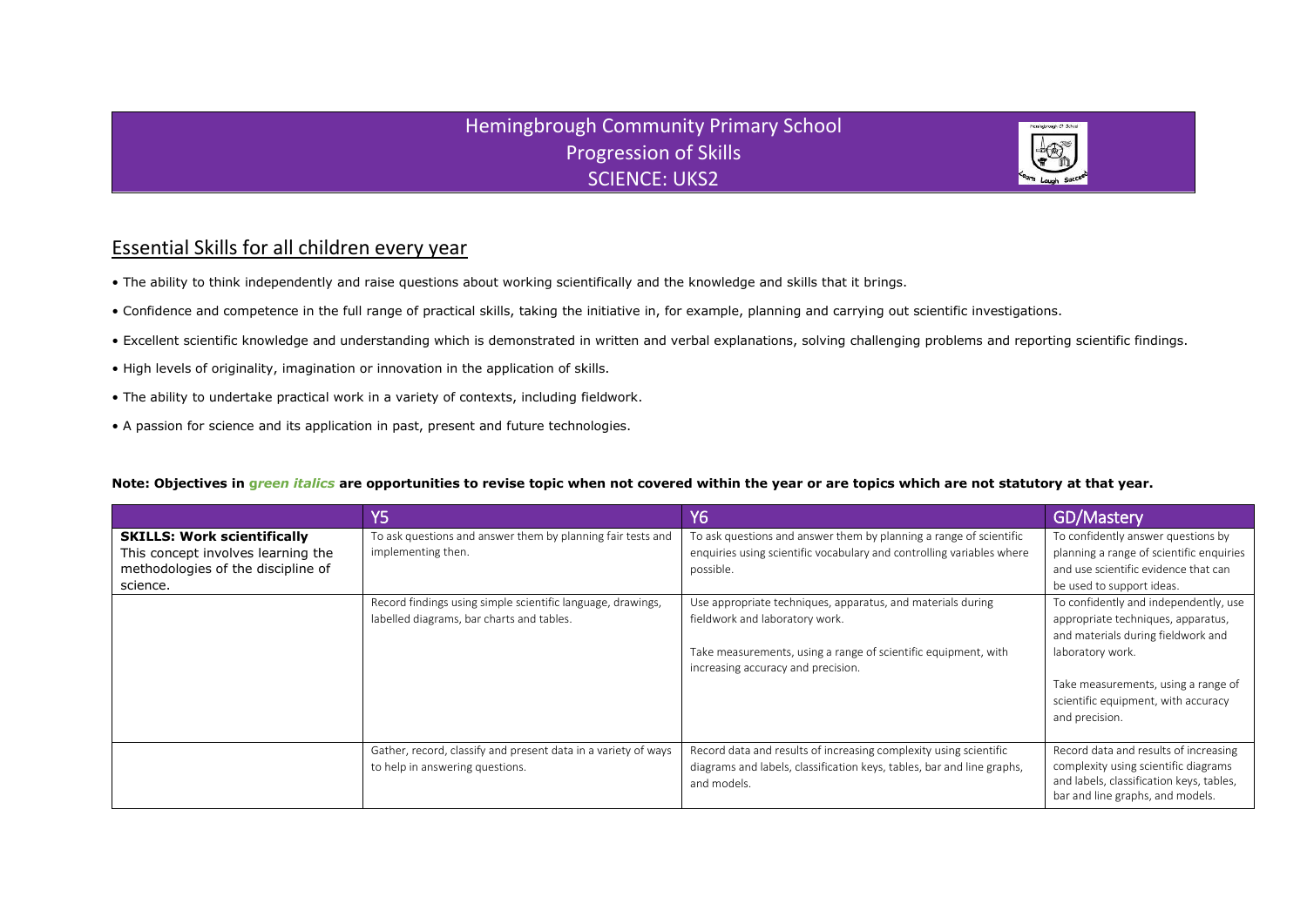# Hemingbrough Community Primary School
## Progression of Skills
## SCIENCE: UKS2

## Essential Skills for all children every year

- The ability to think independently and raise questions about working scientifically and the knowledge and skills that it brings.
- Confidence and competence in the full range of practical skills, taking the initiative in, for example, planning and carrying out scientific investigations.
- Excellent scientific knowledge and understanding which is demonstrated in written and verbal explanations, solving challenging problems and reporting scientific findings.
- High levels of originality, imagination or innovation in the application of skills.
- The ability to undertake practical work in a variety of contexts, including fieldwork.
- A passion for science and its application in past, present and future technologies.

**Note: Objectives in *green italics* are opportunities to revise topic when not covered within the year or are topics which are not statutory at that year.**

| | Y5 | Y6 | GD/Mastery |
|---|---|---|---|
| **SKILLS: Work scientifically** This concept involves learning the methodologies of the discipline of science. | To ask questions and answer them by planning fair tests and implementing then. | To ask questions and answer them by planning a range of scientific enquiries using scientific vocabulary and controlling variables where possible. | To confidently answer questions by planning a range of scientific enquiries and use scientific evidence that can be used to support ideas. |
| | Record findings using simple scientific language, drawings, labelled diagrams, bar charts and tables. | Use appropriate techniques, apparatus, and materials during fieldwork and laboratory work.<br><br>Take measurements, using a range of scientific equipment, with increasing accuracy and precision. | To confidently and independently, use appropriate techniques, apparatus, and materials during fieldwork and laboratory work.<br><br>Take measurements, using a range of scientific equipment, with accuracy and precision. |
| | Gather, record, classify and present data in a variety of ways to help in answering questions. | Record data and results of increasing complexity using scientific diagrams and labels, classification keys, tables, bar and line graphs, and models. | Record data and results of increasing complexity using scientific diagrams and labels, classification keys, tables, bar and line graphs, and models. |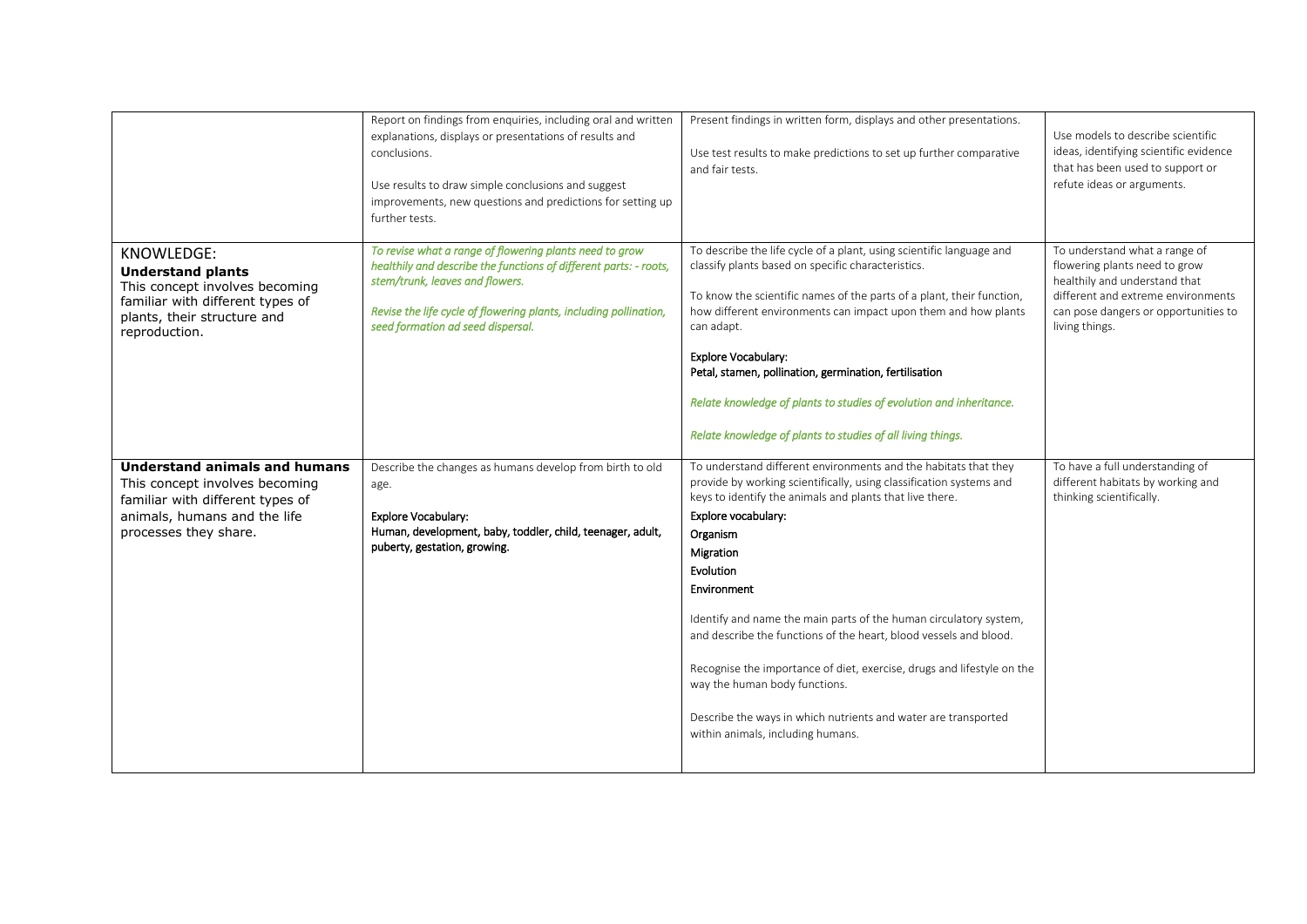| | | | |
|---|---|---|---|
| | Report on findings from enquiries, including oral and written explanations, displays or presentations of results and conclusions.<br><br>Use results to draw simple conclusions and suggest improvements, new questions and predictions for setting up further tests. | Present findings in written form, displays and other presentations.<br><br>Use test results to make predictions to set up further comparative and fair tests. | Use models to describe scientific ideas, identifying scientific evidence that has been used to support or refute ideas or arguments. |
| KNOWLEDGE:<br>**Understand plants**<br>This concept involves becoming familiar with different types of plants, their structure and reproduction. | *To revise what a range of flowering plants need to grow healthily and describe the functions of different parts: - roots, stem/trunk, leaves and flowers.*<br><br>*Revise the life cycle of flowering plants, including pollination, seed formation ad seed dispersal.* | To describe the life cycle of a plant, using scientific language and classify plants based on specific characteristics.<br><br>To know the scientific names of the parts of a plant, their function, how different environments can impact upon them and how plants can adapt.<br><br>Explore Vocabulary:<br>Petal, stamen, pollination, germination, fertilisation<br><br>*Relate knowledge of plants to studies of evolution and inheritance.*<br><br>*Relate knowledge of plants to studies of all living things.* | To understand what a range of flowering plants need to grow healthily and understand that different and extreme environments can pose dangers or opportunities to living things. |
| **Understand animals and humans**<br>This concept involves becoming familiar with different types of animals, humans and the life processes they share. | Describe the changes as humans develop from birth to old age.<br><br>Explore Vocabulary:<br>Human, development, baby, toddler, child, teenager, adult, puberty, gestation, growing. | To understand different environments and the habitats that they provide by working scientifically, using classification systems and keys to identify the animals and plants that live there.<br>Explore vocabulary:<br>Organism<br>Migration<br>Evolution<br>Environment<br><br>Identify and name the main parts of the human circulatory system, and describe the functions of the heart, blood vessels and blood.<br><br>Recognise the importance of diet, exercise, drugs and lifestyle on the way the human body functions.<br><br>Describe the ways in which nutrients and water are transported within animals, including humans. | To have a full understanding of different habitats by working and thinking scientifically. |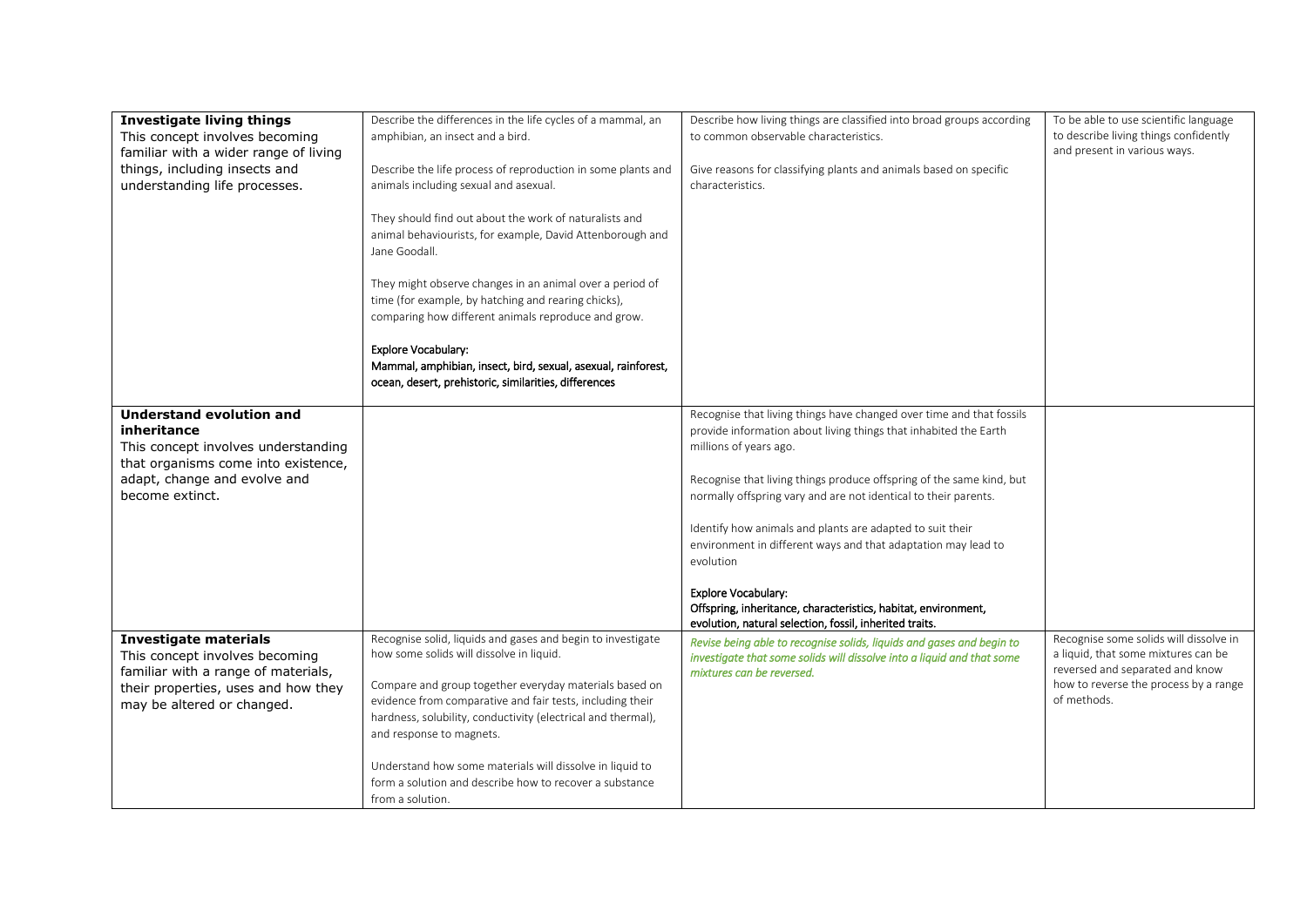| | | | |
|---|---|---|---|
| **Investigate living things**<br>This concept involves becoming familiar with a wider range of living things, including insects and understanding life processes. | Describe the differences in the life cycles of a mammal, an amphibian, an insect and a bird.<br><br>Describe the life process of reproduction in some plants and animals including sexual and asexual.<br><br>They should find out about the work of naturalists and animal behaviourists, for example, David Attenborough and Jane Goodall.<br><br>They might observe changes in an animal over a period of time (for example, by hatching and rearing chicks), comparing how different animals reproduce and grow.<br><br>Explore Vocabulary:<br>Mammal, amphibian, insect, bird, sexual, asexual, rainforest, ocean, desert, prehistoric, similarities, differences | Describe how living things are classified into broad groups according to common observable characteristics.<br><br>Give reasons for classifying plants and animals based on specific characteristics. | To be able to use scientific language to describe living things confidently and present in various ways. |
| **Understand evolution and inheritance**<br>This concept involves understanding that organisms come into existence, adapt, change and evolve and become extinct. | | Recognise that living things have changed over time and that fossils provide information about living things that inhabited the Earth millions of years ago.<br><br>Recognise that living things produce offspring of the same kind, but normally offspring vary and are not identical to their parents.<br><br>Identify how animals and plants are adapted to suit their environment in different ways and that adaptation may lead to evolution<br><br>Explore Vocabulary:<br>Offspring, inheritance, characteristics, habitat, environment, evolution, natural selection, fossil, inherited traits. | |
| **Investigate materials**<br>This concept involves becoming familiar with a range of materials, their properties, uses and how they may be altered or changed. | Recognise solid, liquids and gases and begin to investigate how some solids will dissolve in liquid.<br><br>Compare and group together everyday materials based on evidence from comparative and fair tests, including their hardness, solubility, conductivity (electrical and thermal), and response to magnets.<br><br>Understand how some materials will dissolve in liquid to form a solution and describe how to recover a substance from a solution. | *Revise being able to recognise solids, liquids and gases and begin to investigate that some solids will dissolve into a liquid and that some mixtures can be reversed.* | Recognise some solids will dissolve in a liquid, that some mixtures can be reversed and separated and know how to reverse the process by a range of methods. |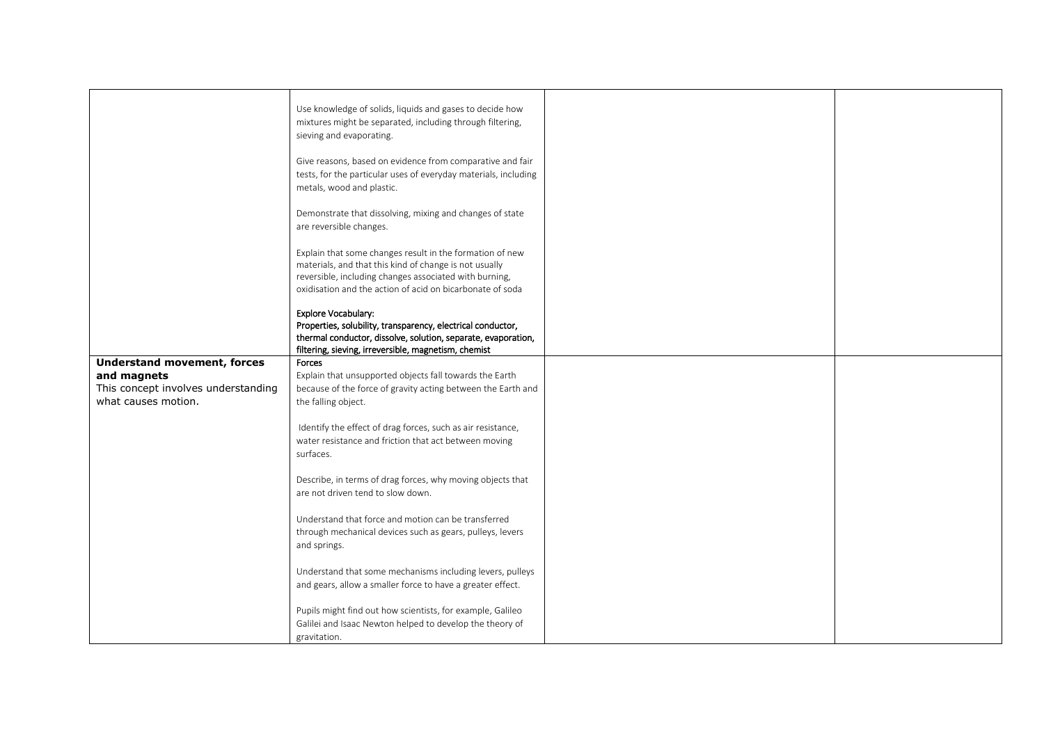| | | | |
|---|---|---|---|
| | Use knowledge of solids, liquids and gases to decide how mixtures might be separated, including through filtering, sieving and evaporating.<br><br>Give reasons, based on evidence from comparative and fair tests, for the particular uses of everyday materials, including metals, wood and plastic.<br><br>Demonstrate that dissolving, mixing and changes of state are reversible changes.<br><br>Explain that some changes result in the formation of new materials, and that this kind of change is not usually reversible, including changes associated with burning, oxidisation and the action of acid on bicarbonate of soda<br><br>Explore Vocabulary:<br>Properties, solubility, transparency, electrical conductor, thermal conductor, dissolve, solution, separate, evaporation, filtering, sieving, irreversible, magnetism, chemist | | |
| **Understand movement, forces and magnets**<br>This concept involves understanding what causes motion. | Forces<br>Explain that unsupported objects fall towards the Earth because of the force of gravity acting between the Earth and the falling object.<br><br>Identify the effect of drag forces, such as air resistance, water resistance and friction that act between moving surfaces.<br><br>Describe, in terms of drag forces, why moving objects that are not driven tend to slow down.<br><br>Understand that force and motion can be transferred through mechanical devices such as gears, pulleys, levers and springs.<br><br>Understand that some mechanisms including levers, pulleys and gears, allow a smaller force to have a greater effect.<br><br>Pupils might find out how scientists, for example, Galileo Galilei and Isaac Newton helped to develop the theory of gravitation. | | |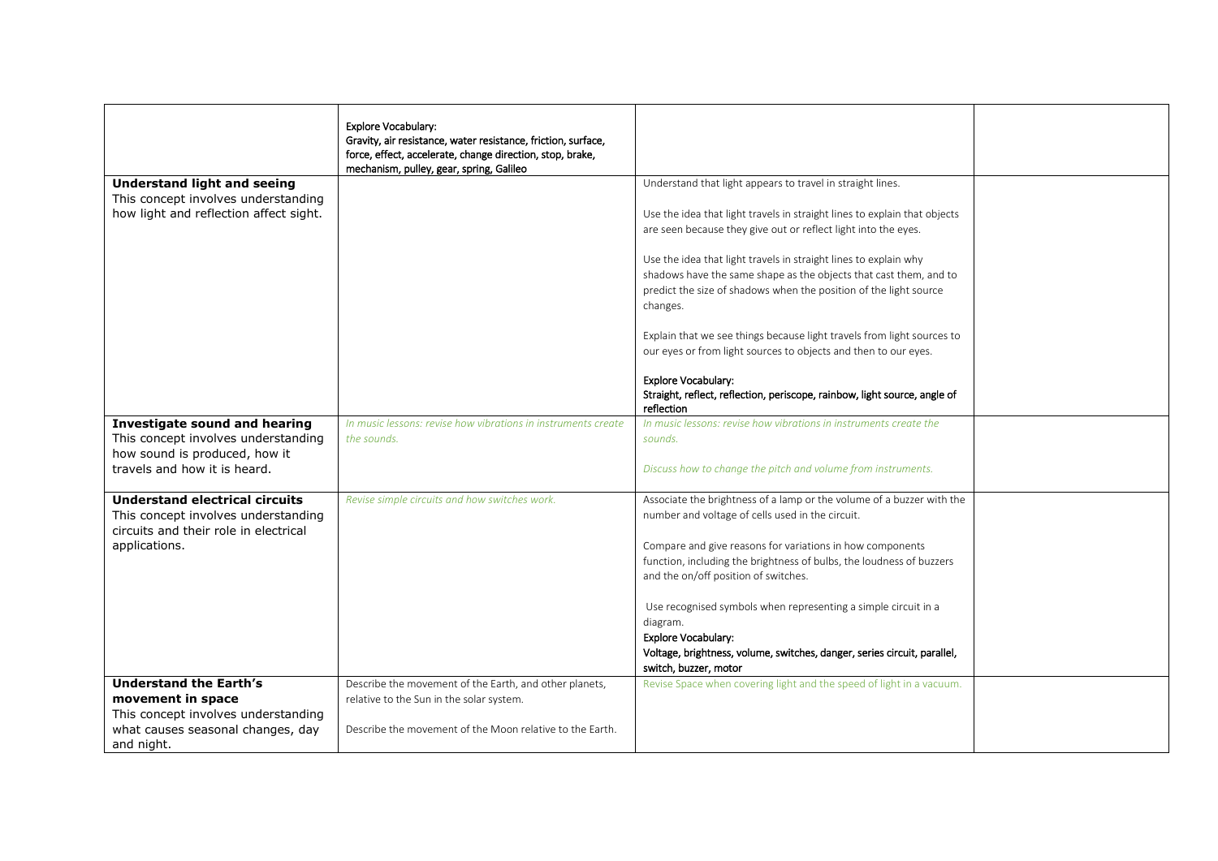| | | | |
|---|---|---|---|
| | Explore Vocabulary:<br>Gravity, air resistance, water resistance, friction, surface, force, effect, accelerate, change direction, stop, brake, mechanism, pulley, gear, spring, Galileo | | |
| **Understand light and seeing**<br>This concept involves understanding how light and reflection affect sight. | | Understand that light appears to travel in straight lines.<br><br>Use the idea that light travels in straight lines to explain that objects are seen because they give out or reflect light into the eyes.<br><br>Use the idea that light travels in straight lines to explain why shadows have the same shape as the objects that cast them, and to predict the size of shadows when the position of the light source changes.<br><br>Explain that we see things because light travels from light sources to our eyes or from light sources to objects and then to our eyes.<br><br>Explore Vocabulary:<br>Straight, reflect, reflection, periscope, rainbow, light source, angle of reflection | |
| **Investigate sound and hearing**<br>This concept involves understanding how sound is produced, how it travels and how it is heard. | *In music lessons: revise how vibrations in instruments create the sounds.* | *In music lessons: revise how vibrations in instruments create the sounds.*<br><br>*Discuss how to change the pitch and volume from instruments.* | |
| **Understand electrical circuits**<br>This concept involves understanding circuits and their role in electrical applications. | *Revise simple circuits and how switches work.* | Associate the brightness of a lamp or the volume of a buzzer with the number and voltage of cells used in the circuit.<br><br>Compare and give reasons for variations in how components function, including the brightness of bulbs, the loudness of buzzers and the on/off position of switches.<br><br>Use recognised symbols when representing a simple circuit in a diagram.<br>Explore Vocabulary:<br>Voltage, brightness, volume, switches, danger, series circuit, parallel, switch, buzzer, motor | |
| **Understand the Earth's movement in space**<br>This concept involves understanding what causes seasonal changes, day and night. | Describe the movement of the Earth, and other planets, relative to the Sun in the solar system.<br><br>Describe the movement of the Moon relative to the Earth. | Revise Space when covering light and the speed of light in a vacuum. | |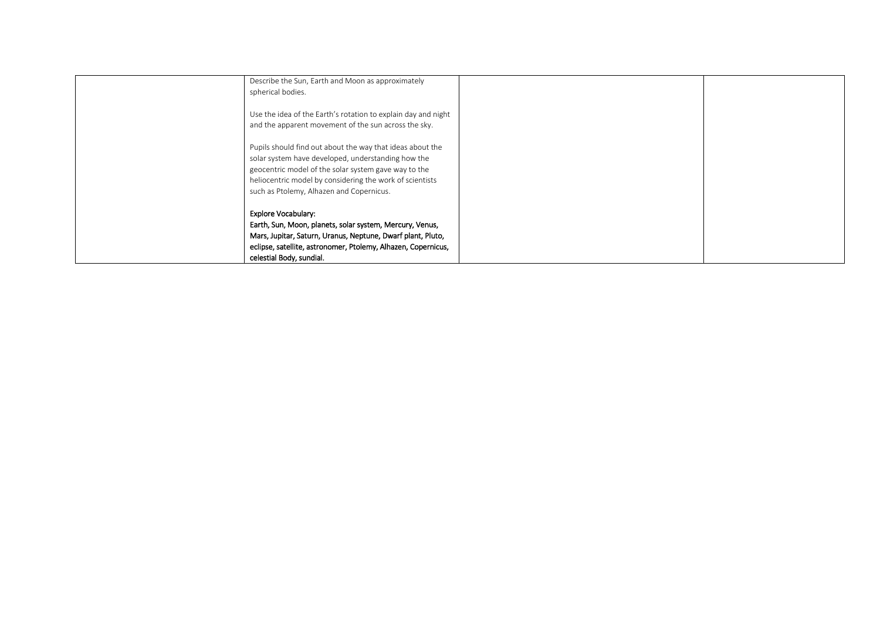| | | | |
|---|---|---|---|
| | Describe the Sun, Earth and Moon as approximately spherical bodies.<br><br>Use the idea of the Earth's rotation to explain day and night and the apparent movement of the sun across the sky.<br><br>Pupils should find out about the way that ideas about the solar system have developed, understanding how the geocentric model of the solar system gave way to the heliocentric model by considering the work of scientists such as Ptolemy, Alhazen and Copernicus.<br><br>**Explore Vocabulary:**<br>**Earth, Sun, Moon, planets, solar system, Mercury, Venus, Mars, Jupitar, Saturn, Uranus, Neptune, Dwarf plant, Pluto, eclipse, satellite, astronomer, Ptolemy, Alhazen, Copernicus, celestial Body, sundial.** | | |